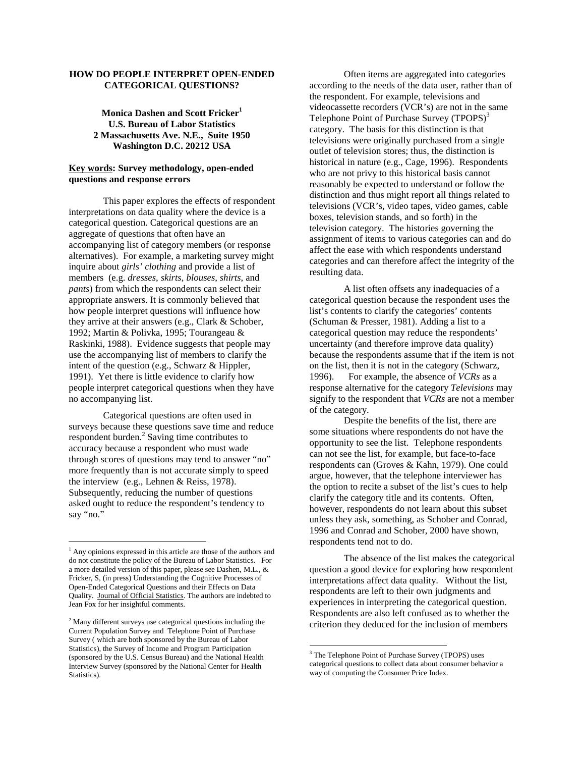# HOW DO PEOPLE INTERPRET OPEN-ENDED CATEGORICAL QUESTIONS?

**Monica Dashen and Scott Fricker[1]**
**U.S. Bureau of Labor Statistics**
**2 Massachusetts Ave. N.E., Suite 1950**
**Washington D.C. 20212 USA**

**Key words: Survey methodology, open-ended questions and response errors**

This paper explores the effects of respondent interpretations on data quality where the device is a categorical question. Categorical questions are an aggregate of questions that often have an accompanying list of category members (or response alternatives). For example, a marketing survey might inquire about *girls' clothing* and provide a list of members (e.g. *dresses*, *skirts*, *blouses*, *shirts*, and *pants*) from which the respondents can select their appropriate answers. It is commonly believed that how people interpret questions will influence how they arrive at their answers (e.g., Clark & Schober, 1992; Martin & Polivka, 1995; Tourangeau & Raskinki, 1988). Evidence suggests that people may use the accompanying list of members to clarify the intent of the question (e.g., Schwarz & Hippler, 1991). Yet there is little evidence to clarify how people interpret categorical questions when they have no accompanying list.

Categorical questions are often used in surveys because these questions save time and reduce respondent burden.[2] Saving time contributes to accuracy because a respondent who must wade through scores of questions may tend to answer "no" more frequently than is not accurate simply to speed the interview (e.g., Lehnen & Reiss, 1978). Subsequently, reducing the number of questions asked ought to reduce the respondent's tendency to say "no."

Often items are aggregated into categories according to the needs of the data user, rather than of the respondent. For example, televisions and videocassette recorders (VCR's) are not in the same Telephone Point of Purchase Survey (TPOPS)[3] category. The basis for this distinction is that televisions were originally purchased from a single outlet of television stores; thus, the distinction is historical in nature (e.g., Cage, 1996). Respondents who are not privy to this historical basis cannot reasonably be expected to understand or follow the distinction and thus might report all things related to televisions (VCR's, video tapes, video games, cable boxes, television stands, and so forth) in the television category. The histories governing the assignment of items to various categories can and do affect the ease with which respondents understand categories and can therefore affect the integrity of the resulting data.

A list often offsets any inadequacies of a categorical question because the respondent uses the list's contents to clarify the categories' contents (Schuman & Presser, 1981). Adding a list to a categorical question may reduce the respondents' uncertainty (and therefore improve data quality) because the respondents assume that if the item is not on the list, then it is not in the category (Schwarz, 1996). For example, the absence of *VCRs* as a response alternative for the category *Televisions* may signify to the respondent that *VCRs* are not a member of the category.

Despite the benefits of the list, there are some situations where respondents do not have the opportunity to see the list. Telephone respondents can not see the list, for example, but face-to-face respondents can (Groves & Kahn, 1979). One could argue, however, that the telephone interviewer has the option to recite a subset of the list's cues to help clarify the category title and its contents. Often, however, respondents do not learn about this subset unless they ask, something, as Schober and Conrad, 1996 and Conrad and Schober, 2000 have shown, respondents tend not to do.

The absence of the list makes the categorical question a good device for exploring how respondent interpretations affect data quality. Without the list, respondents are left to their own judgments and experiences in interpreting the categorical question. Respondents are also left confused as to whether the criterion they deduced for the inclusion of members

---

[1] Any opinions expressed in this article are those of the authors and do not constitute the policy of the Bureau of Labor Statistics. For a more detailed version of this paper, please see Dashen, M.L., & Fricker, S, (in press) Understanding the Cognitive Processes of Open-Ended Categorical Questions and their Effects on Data Quality. Journal of Official Statistics. The authors are indebted to Jean Fox for her insightful comments.

[2] Many different surveys use categorical questions including the Current Population Survey and Telephone Point of Purchase Survey ( which are both sponsored by the Bureau of Labor Statistics), the Survey of Income and Program Participation (sponsored by the U.S. Census Bureau) and the National Health Interview Survey (sponsored by the National Center for Health Statistics).

[3] The Telephone Point of Purchase Survey (TPOPS) uses categorical questions to collect data about consumer behavior a way of computing the Consumer Price Index.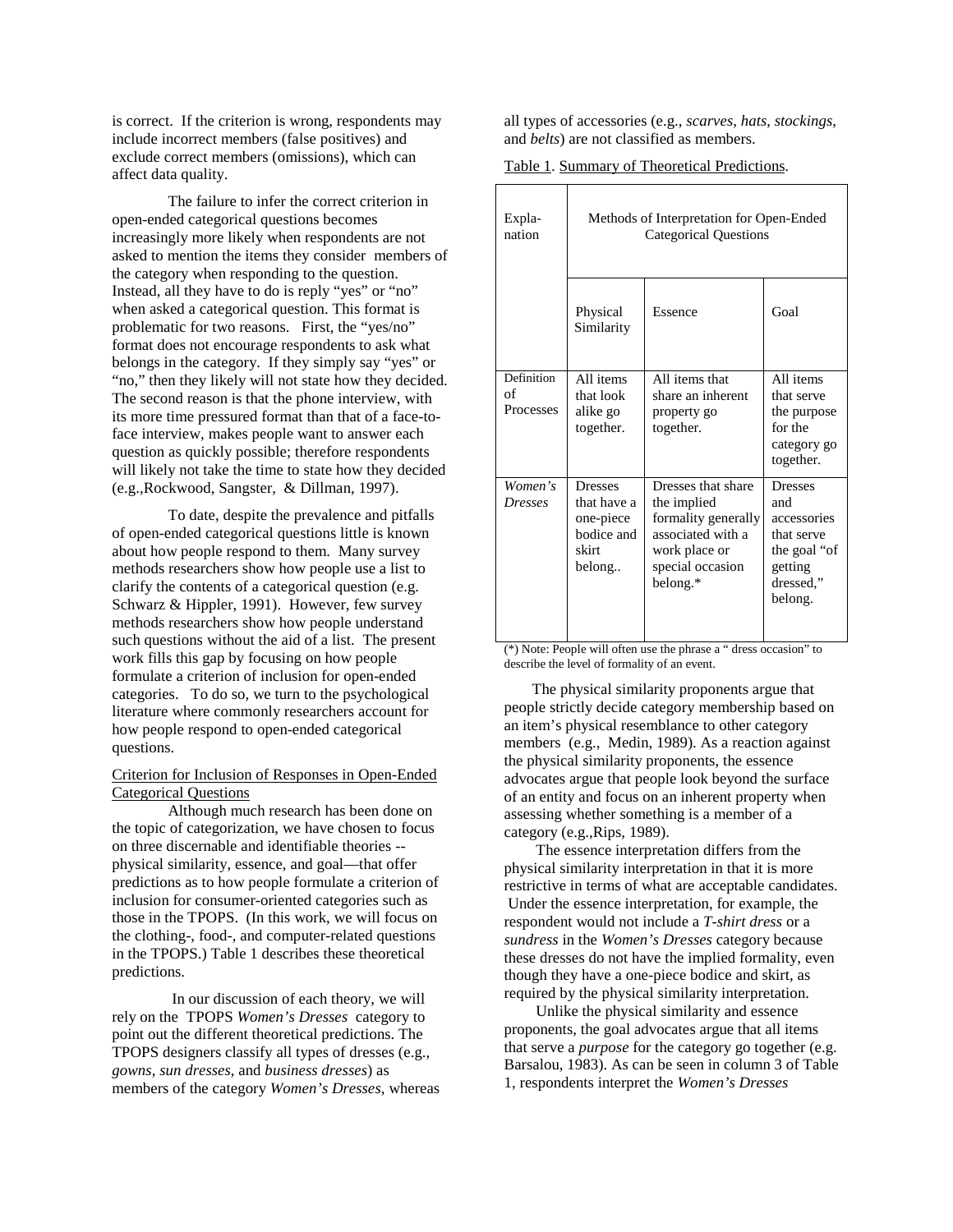is correct. If the criterion is wrong, respondents may include incorrect members (false positives) and exclude correct members (omissions), which can affect data quality.

The failure to infer the correct criterion in open-ended categorical questions becomes increasingly more likely when respondents are not asked to mention the items they consider members of the category when responding to the question. Instead, all they have to do is reply "yes" or "no" when asked a categorical question. This format is problematic for two reasons. First, the "yes/no" format does not encourage respondents to ask what belongs in the category. If they simply say "yes" or "no," then they likely will not state how they decided. The second reason is that the phone interview, with its more time pressured format than that of a face-to-face interview, makes people want to answer each question as quickly possible; therefore respondents will likely not take the time to state how they decided (e.g.,Rockwood, Sangster, & Dillman, 1997).

To date, despite the prevalence and pitfalls of open-ended categorical questions little is known about how people respond to them. Many survey methods researchers show how people use a list to clarify the contents of a categorical question (e.g. Schwarz & Hippler, 1991). However, few survey methods researchers show how people understand such questions without the aid of a list. The present work fills this gap by focusing on how people formulate a criterion of inclusion for open-ended categories. To do so, we turn to the psychological literature where commonly researchers account for how people respond to open-ended categorical questions.

## Criterion for Inclusion of Responses in Open-Ended Categorical Questions

Although much research has been done on the topic of categorization, we have chosen to focus on three discernable and identifiable theories -- physical similarity, essence, and goal—that offer predictions as to how people formulate a criterion of inclusion for consumer-oriented categories such as those in the TPOPS. (In this work, we will focus on the clothing-, food-, and computer-related questions in the TPOPS.) Table 1 describes these theoretical predictions.

In our discussion of each theory, we will rely on the TPOPS *Women's Dresses* category to point out the different theoretical predictions. The TPOPS designers classify all types of dresses (e.g., *gowns*, *sun dresses*, and *business dresses*) as members of the category *Women's Dresses*, whereas all types of accessories (e.g., *scarves*, *hats*, *stockings*, and *belts*) are not classified as members.

Table 1. Summary of Theoretical Predictions.

| Expla-nation | Methods of Interpretation for Open-Ended Categorical Questions | | |
|---|---|---|---|
| | Physical Similarity | Essence | Goal |
| Definition of Processes | All items that look alike go together. | All items that share an inherent property go together. | All items that serve the purpose for the category go together. |
| *Women's Dresses* | Dresses that have a one-piece bodice and skirt belong.. | Dresses that share the implied formality generally associated with a work place or special occasion belong.* | Dresses and accessories that serve the goal "of getting dressed," belong. |

(*) Note: People will often use the phrase a " dress occasion" to describe the level of formality of an event.

The physical similarity proponents argue that people strictly decide category membership based on an item's physical resemblance to other category members (e.g., Medin, 1989). As a reaction against the physical similarity proponents, the essence advocates argue that people look beyond the surface of an entity and focus on an inherent property when assessing whether something is a member of a category (e.g.,Rips, 1989).

The essence interpretation differs from the physical similarity interpretation in that it is more restrictive in terms of what are acceptable candidates. Under the essence interpretation, for example, the respondent would not include a *T-shirt dress* or a *sundress* in the *Women's Dresses* category because these dresses do not have the implied formality, even though they have a one-piece bodice and skirt, as required by the physical similarity interpretation.

Unlike the physical similarity and essence proponents, the goal advocates argue that all items that serve a *purpose* for the category go together (e.g. Barsalou, 1983). As can be seen in column 3 of Table 1, respondents interpret the *Women's Dresses*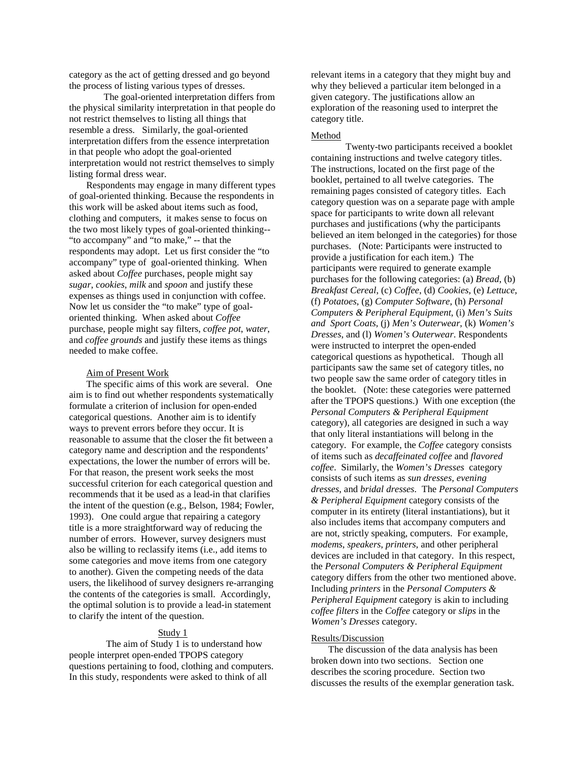category as the act of getting dressed and go beyond the process of listing various types of dresses.

The goal-oriented interpretation differs from the physical similarity interpretation in that people do not restrict themselves to listing all things that resemble a dress. Similarly, the goal-oriented interpretation differs from the essence interpretation in that people who adopt the goal-oriented interpretation would not restrict themselves to simply listing formal dress wear.

Respondents may engage in many different types of goal-oriented thinking. Because the respondents in this work will be asked about items such as food, clothing and computers, it makes sense to focus on the two most likely types of goal-oriented thinking-- "to accompany" and "to make," -- that the respondents may adopt. Let us first consider the "to accompany" type of goal-oriented thinking. When asked about *Coffee* purchases, people might say *sugar*, *cookies*, *milk* and *spoon* and justify these expenses as things used in conjunction with coffee. Now let us consider the "to make" type of goal-oriented thinking. When asked about *Coffee* purchase, people might say filters, *coffee pot*, *water*, and *coffee grounds* and justify these items as things needed to make coffee.

### Aim of Present Work

The specific aims of this work are several. One aim is to find out whether respondents systematically formulate a criterion of inclusion for open-ended categorical questions. Another aim is to identify ways to prevent errors before they occur. It is reasonable to assume that the closer the fit between a category name and description and the respondents' expectations, the lower the number of errors will be. For that reason, the present work seeks the most successful criterion for each categorical question and recommends that it be used as a lead-in that clarifies the intent of the question (e.g., Belson, 1984; Fowler, 1993). One could argue that repairing a category title is a more straightforward way of reducing the number of errors. However, survey designers must also be willing to reclassify items (i.e., add items to some categories and move items from one category to another). Given the competing needs of the data users, the likelihood of survey designers re-arranging the contents of the categories is small. Accordingly, the optimal solution is to provide a lead-in statement to clarify the intent of the question.

## Study 1

The aim of Study 1 is to understand how people interpret open-ended TPOPS category questions pertaining to food, clothing and computers. In this study, respondents were asked to think of all relevant items in a category that they might buy and why they believed a particular item belonged in a given category. The justifications allow an exploration of the reasoning used to interpret the category title.

### Method

Twenty-two participants received a booklet containing instructions and twelve category titles. The instructions, located on the first page of the booklet, pertained to all twelve categories. The remaining pages consisted of category titles. Each category question was on a separate page with ample space for participants to write down all relevant purchases and justifications (why the participants believed an item belonged in the categories) for those purchases. (Note: Participants were instructed to provide a justification for each item.) The participants were required to generate example purchases for the following categories: (a) *Bread*, (b) *Breakfast Cereal*, (c) *Coffee*, (d) *Cookies*, (e) *Lettuce*, (f) *Potatoes*, (g) *Computer Software*, (h) *Personal Computers & Peripheral Equipment*, (i) *Men's Suits and Sport Coats*, (j) *Men's Outerwear*, (k) *Women's Dresses*, and (l) *Women's Outerwear*. Respondents were instructed to interpret the open-ended categorical questions as hypothetical. Though all participants saw the same set of category titles, no two people saw the same order of category titles in the booklet. (Note: these categories were patterned after the TPOPS questions.) With one exception (the *Personal Computers & Peripheral Equipment* category), all categories are designed in such a way that only literal instantiations will belong in the category. For example, the *Coffee* category consists of items such as *decaffeinated coffee* and *flavored coffee*. Similarly, the *Women's Dresses* category consists of such items as *sun dresses, evening dresses*, and *bridal dresses*. The *Personal Computers & Peripheral Equipment* category consists of the computer in its entirety (literal instantiations), but it also includes items that accompany computers and are not, strictly speaking, computers. For example, *modems*, *speakers*, *printers*, and other peripheral devices are included in that category. In this respect, the *Personal Computers & Peripheral Equipment* category differs from the other two mentioned above. Including *printers* in the *Personal Computers & Peripheral Equipment* category is akin to including *coffee filters* in the *Coffee* category or *slips* in the *Women's Dresses* category.

### Results/Discussion

The discussion of the data analysis has been broken down into two sections. Section one describes the scoring procedure. Section two discusses the results of the exemplar generation task.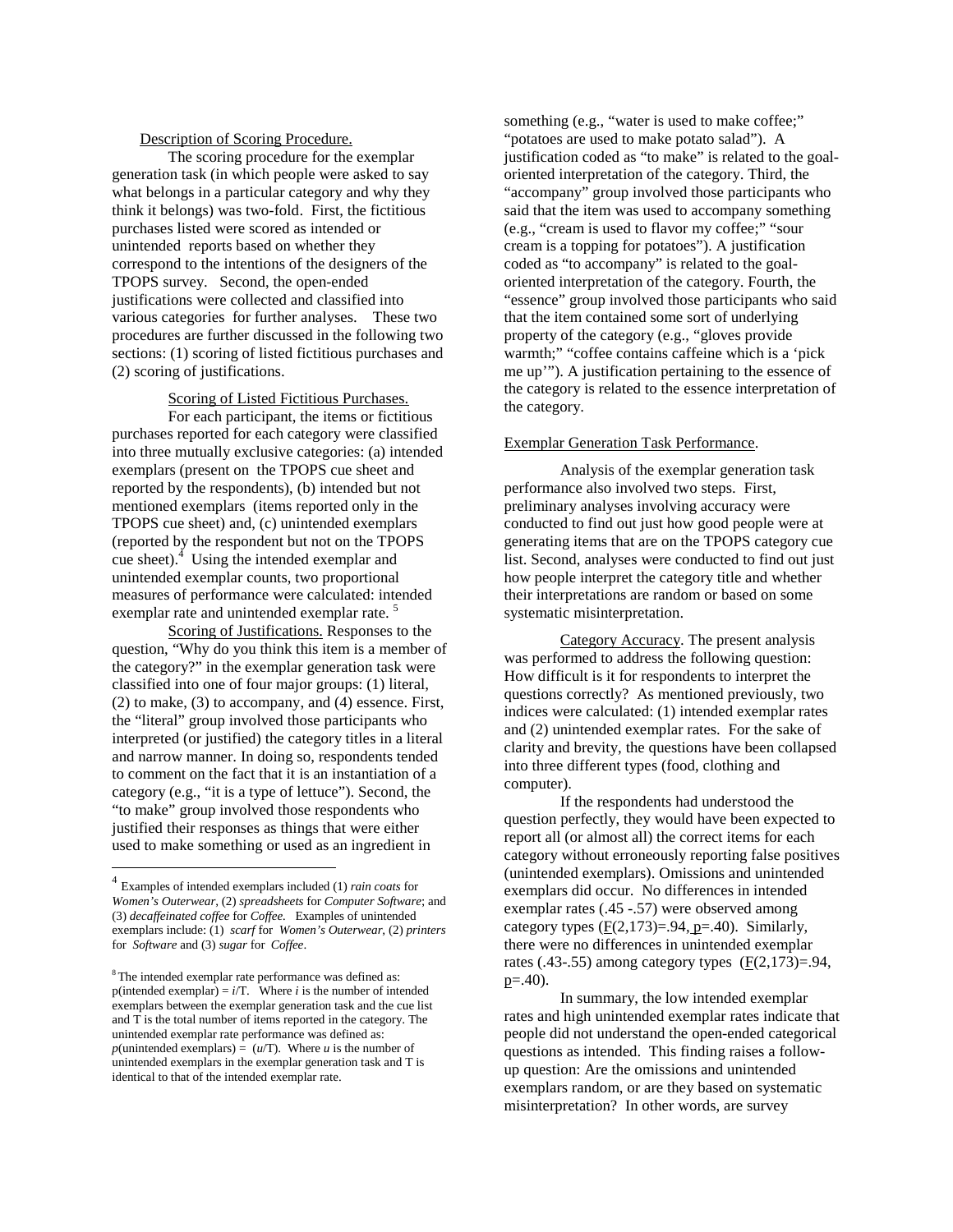Description of Scoring Procedure.

The scoring procedure for the exemplar generation task (in which people were asked to say what belongs in a particular category and why they think it belongs) was two-fold. First, the fictitious purchases listed were scored as intended or unintended reports based on whether they correspond to the intentions of the designers of the TPOPS survey. Second, the open-ended justifications were collected and classified into various categories for further analyses. These two procedures are further discussed in the following two sections: (1) scoring of listed fictitious purchases and (2) scoring of justifications.

Scoring of Listed Fictitious Purchases.

For each participant, the items or fictitious purchases reported for each category were classified into three mutually exclusive categories: (a) intended exemplars (present on the TPOPS cue sheet and reported by the respondents), (b) intended but not mentioned exemplars (items reported only in the TPOPS cue sheet) and, (c) unintended exemplars (reported by the respondent but not on the TPOPS cue sheet).[4] Using the intended exemplar and unintended exemplar counts, two proportional measures of performance were calculated: intended exemplar rate and unintended exemplar rate.[5]

Scoring of Justifications. Responses to the question, "Why do you think this item is a member of the category?" in the exemplar generation task were classified into one of four major groups: (1) literal, (2) to make, (3) to accompany, and (4) essence. First, the "literal" group involved those participants who interpreted (or justified) the category titles in a literal and narrow manner. In doing so, respondents tended to comment on the fact that it is an instantiation of a category (e.g., "it is a type of lettuce"). Second, the "to make" group involved those respondents who justified their responses as things that were either used to make something or used as an ingredient in something (e.g., "water is used to make coffee;" "potatoes are used to make potato salad"). A justification coded as "to make" is related to the goal-oriented interpretation of the category. Third, the "accompany" group involved those participants who said that the item was used to accompany something (e.g., "cream is used to flavor my coffee;" "sour cream is a topping for potatoes"). A justification coded as "to accompany" is related to the goal-oriented interpretation of the category. Fourth, the "essence" group involved those participants who said that the item contained some sort of underlying property of the category (e.g., "gloves provide warmth;" "coffee contains caffeine which is a 'pick me up'"). A justification pertaining to the essence of the category is related to the essence interpretation of the category.

Exemplar Generation Task Performance.

Analysis of the exemplar generation task performance also involved two steps. First, preliminary analyses involving accuracy were conducted to find out just how good people were at generating items that are on the TPOPS category cue list. Second, analyses were conducted to find out just how people interpret the category title and whether their interpretations are random or based on some systematic misinterpretation.

Category Accuracy. The present analysis was performed to address the following question: How difficult is it for respondents to interpret the questions correctly? As mentioned previously, two indices were calculated: (1) intended exemplar rates and (2) unintended exemplar rates. For the sake of clarity and brevity, the questions have been collapsed into three different types (food, clothing and computer).

If the respondents had understood the question perfectly, they would have been expected to report all (or almost all) the correct items for each category without erroneously reporting false positives (unintended exemplars). Omissions and unintended exemplars did occur. No differences in intended exemplar rates (.45 -.57) were observed among category types ($F(2,173)=.94$, $p=.40$). Similarly, there were no differences in unintended exemplar rates (.43-.55) among category types ($F(2,173)=.94$, $p=.40$).

In summary, the low intended exemplar rates and high unintended exemplar rates indicate that people did not understand the open-ended categorical questions as intended. This finding raises a follow-up question: Are the omissions and unintended exemplars random, or are they based on systematic misinterpretation? In other words, are survey

---

[4] Examples of intended exemplars included (1) *rain coats* for *Women's Outerwear*, (2) *spreadsheets* for *Computer Software*; and (3) *decaffeinated coffee* for *Coffee*. Examples of unintended exemplars include: (1) *scarf* for *Women's Outerwear*, (2) *printers* for *Software* and (3) *sugar* for *Coffee*.

[8] The intended exemplar rate performance was defined as: p(intended exemplar) = $i$/T. Where $i$ is the number of intended exemplars between the exemplar generation task and the cue list and T is the total number of items reported in the category. The unintended exemplar rate performance was defined as: $p$(unintended exemplars) = ($u$/T). Where $u$ is the number of unintended exemplars in the exemplar generation task and T is identical to that of the intended exemplar rate.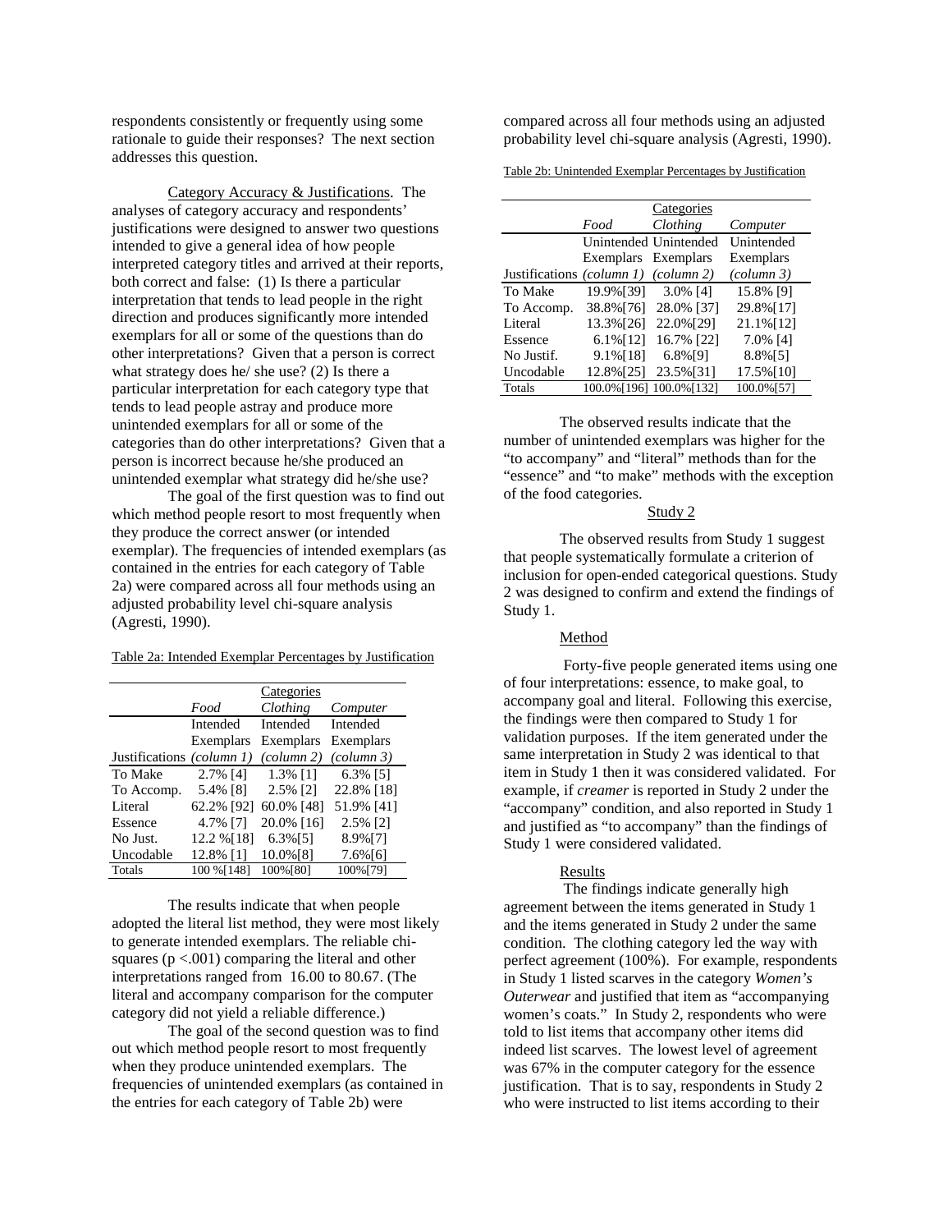respondents consistently or frequently using some rationale to guide their responses? The next section addresses this question.

Category Accuracy & Justifications. The analyses of category accuracy and respondents' justifications were designed to answer two questions intended to give a general idea of how people interpreted category titles and arrived at their reports, both correct and false: (1) Is there a particular interpretation that tends to lead people in the right direction and produces significantly more intended exemplars for all or some of the questions than do other interpretations? Given that a person is correct what strategy does he/ she use? (2) Is there a particular interpretation for each category type that tends to lead people astray and produce more unintended exemplars for all or some of the categories than do other interpretations? Given that a person is incorrect because he/she produced an unintended exemplar what strategy did he/she use?

The goal of the first question was to find out which method people resort to most frequently when they produce the correct answer (or intended exemplar). The frequencies of intended exemplars (as contained in the entries for each category of Table 2a) were compared across all four methods using an adjusted probability level chi-square analysis (Agresti, 1990).

Table 2a: Intended Exemplar Percentages by Justification

| | Categories | | |
|---|---|---|---|
| | *Food* | *Clothing* | *Computer* |
| | Intended Exemplars | Intended Exemplars | Intended Exemplars |
| Justifications | *(column 1)* | *(column 2)* | *(column 3)* |
| To Make | 2.7% [4] | 1.3% [1] | 6.3% [5] |
| To Accomp. | 5.4% [8] | 2.5% [2] | 22.8% [18] |
| Literal | 62.2% [92] | 60.0% [48] | 51.9% [41] |
| Essence | 4.7% [7] | 20.0% [16] | 2.5% [2] |
| No Just. | 12.2 %[18] | 6.3%[5] | 8.9%[7] |
| Uncodable | 12.8% [1] | 10.0%[8] | 7.6%[6] |
| Totals | 100 %[148] | 100%[80] | 100%[79] |

The results indicate that when people adopted the literal list method, they were most likely to generate intended exemplars. The reliable chi-squares ($p < .001$) comparing the literal and other interpretations ranged from 16.00 to 80.67. (The literal and accompany comparison for the computer category did not yield a reliable difference.)

The goal of the second question was to find out which method people resort to most frequently when they produce unintended exemplars. The frequencies of unintended exemplars (as contained in the entries for each category of Table 2b) were compared across all four methods using an adjusted probability level chi-square analysis (Agresti, 1990).

Table 2b: Unintended Exemplar Percentages by Justification

| | Categories | | |
|---|---|---|---|
| | *Food* | *Clothing* | *Computer* |
| | Unintended Exemplars | Unintended Exemplars | Unintended Exemplars |
| Justifications | *(column 1)* | *(column 2)* | *(column 3)* |
| To Make | 19.9%[39] | 3.0% [4] | 15.8% [9] |
| To Accomp. | 38.8%[76] | 28.0% [37] | 29.8%[17] |
| Literal | 13.3%[26] | 22.0%[29] | 21.1%[12] |
| Essence | 6.1%[12] | 16.7% [22] | 7.0% [4] |
| No Justif. | 9.1%[18] | 6.8%[9] | 8.8%[5] |
| Uncodable | 12.8%[25] | 23.5%[31] | 17.5%[10] |
| Totals | 100.0%[196] | 100.0%[132] | 100.0%[57] |

The observed results indicate that the number of unintended exemplars was higher for the "to accompany" and "literal" methods than for the "essence" and "to make" methods with the exception of the food categories.

## Study 2

The observed results from Study 1 suggest that people systematically formulate a criterion of inclusion for open-ended categorical questions. Study 2 was designed to confirm and extend the findings of Study 1.

### Method

Forty-five people generated items using one of four interpretations: essence, to make goal, to accompany goal and literal. Following this exercise, the findings were then compared to Study 1 for validation purposes. If the item generated under the same interpretation in Study 2 was identical to that item in Study 1 then it was considered validated. For example, if *creamer* is reported in Study 2 under the "accompany" condition, and also reported in Study 1 and justified as "to accompany" than the findings of Study 1 were considered validated.

### Results

The findings indicate generally high agreement between the items generated in Study 1 and the items generated in Study 2 under the same condition. The clothing category led the way with perfect agreement (100%). For example, respondents in Study 1 listed scarves in the category *Women's Outerwear* and justified that item as "accompanying women's coats." In Study 2, respondents who were told to list items that accompany other items did indeed list scarves. The lowest level of agreement was 67% in the computer category for the essence justification. That is to say, respondents in Study 2 who were instructed to list items according to their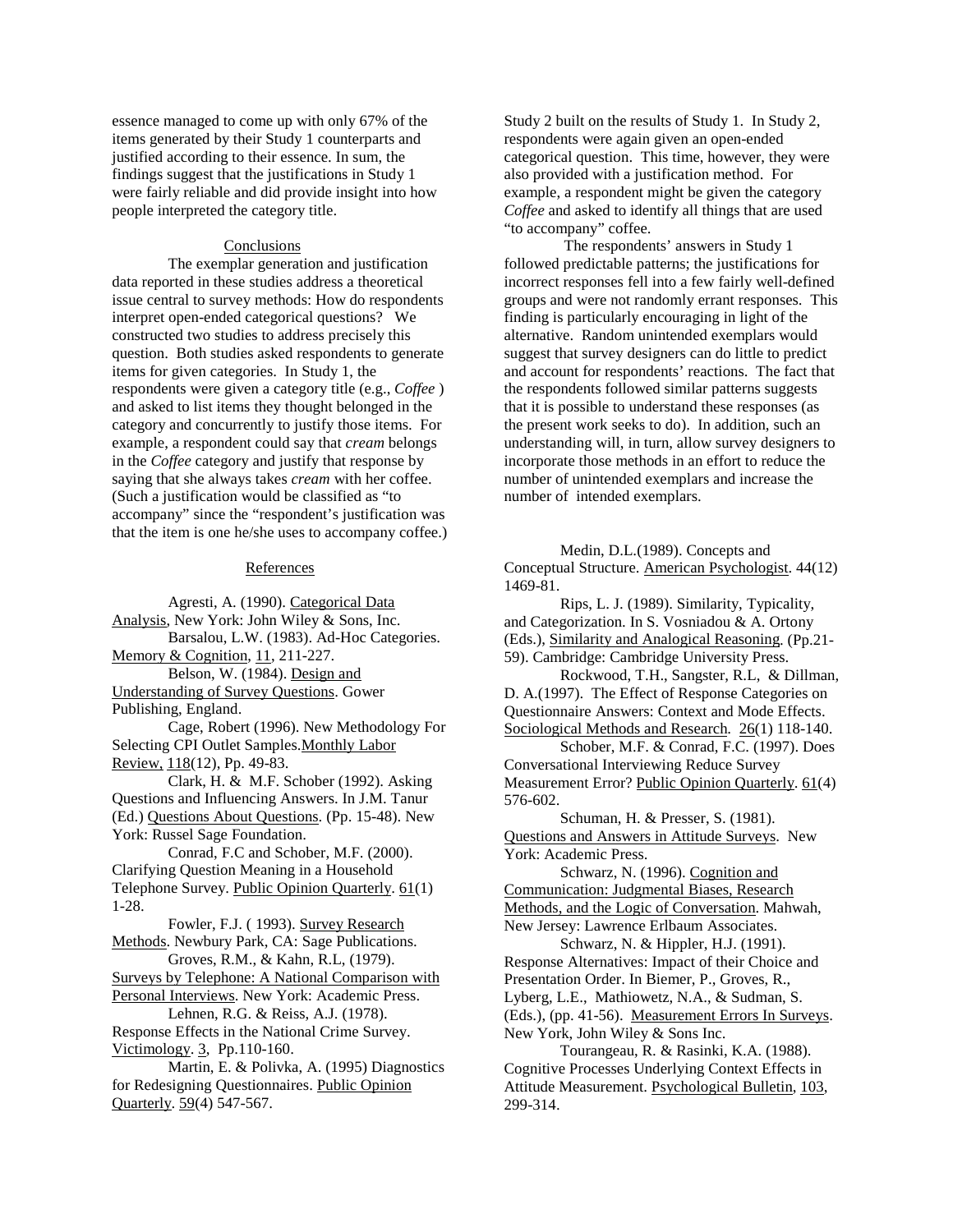essence managed to come up with only 67% of the items generated by their Study 1 counterparts and justified according to their essence. In sum, the findings suggest that the justifications in Study 1 were fairly reliable and did provide insight into how people interpreted the category title.

## Conclusions

The exemplar generation and justification data reported in these studies address a theoretical issue central to survey methods: How do respondents interpret open-ended categorical questions? We constructed two studies to address precisely this question. Both studies asked respondents to generate items for given categories. In Study 1, the respondents were given a category title (e.g., *Coffee* ) and asked to list items they thought belonged in the category and concurrently to justify those items. For example, a respondent could say that *cream* belongs in the *Coffee* category and justify that response by saying that she always takes *cream* with her coffee. (Such a justification would be classified as "to accompany" since the "respondent's justification was that the item is one he/she uses to accompany coffee.)

Study 2 built on the results of Study 1. In Study 2, respondents were again given an open-ended categorical question. This time, however, they were also provided with a justification method. For example, a respondent might be given the category *Coffee* and asked to identify all things that are used "to accompany" coffee.

The respondents' answers in Study 1 followed predictable patterns; the justifications for incorrect responses fell into a few fairly well-defined groups and were not randomly errant responses. This finding is particularly encouraging in light of the alternative. Random unintended exemplars would suggest that survey designers can do little to predict and account for respondents' reactions. The fact that the respondents followed similar patterns suggests that it is possible to understand these responses (as the present work seeks to do). In addition, such an understanding will, in turn, allow survey designers to incorporate those methods in an effort to reduce the number of unintended exemplars and increase the number of intended exemplars.

## References

Agresti, A. (1990). Categorical Data Analysis, New York: John Wiley & Sons, Inc.

Barsalou, L.W. (1983). Ad-Hoc Categories. Memory & Cognition, 11, 211-227.

Belson, W. (1984). Design and Understanding of Survey Questions. Gower Publishing, England.

Cage, Robert (1996). New Methodology For Selecting CPI Outlet Samples.Monthly Labor Review, 118(12), Pp. 49-83.

Clark, H. & M.F. Schober (1992). Asking Questions and Influencing Answers. In J.M. Tanur (Ed.) Questions About Questions. (Pp. 15-48). New York: Russel Sage Foundation.

Conrad, F.C and Schober, M.F. (2000). Clarifying Question Meaning in a Household Telephone Survey. Public Opinion Quarterly. 61(1) 1-28.

Fowler, F.J. ( 1993). Survey Research Methods. Newbury Park, CA: Sage Publications.

Groves, R.M., & Kahn, R.L, (1979). Surveys by Telephone: A National Comparison with Personal Interviews. New York: Academic Press.

Lehnen, R.G. & Reiss, A.J. (1978). Response Effects in the National Crime Survey. Victimology. 3, Pp.110-160.

Martin, E. & Polivka, A. (1995) Diagnostics for Redesigning Questionnaires. Public Opinion Quarterly. 59(4) 547-567.

Medin, D.L.(1989). Concepts and Conceptual Structure. American Psychologist. 44(12) 1469-81.

Rips, L. J. (1989). Similarity, Typicality, and Categorization. In S. Vosniadou & A. Ortony (Eds.), Similarity and Analogical Reasoning. (Pp.21-59). Cambridge: Cambridge University Press.

Rockwood, T.H., Sangster, R.L, & Dillman, D. A.(1997). The Effect of Response Categories on Questionnaire Answers: Context and Mode Effects. Sociological Methods and Research. 26(1) 118-140.

Schober, M.F. & Conrad, F.C. (1997). Does Conversational Interviewing Reduce Survey Measurement Error? Public Opinion Quarterly. 61(4) 576-602.

Schuman, H. & Presser, S. (1981). Questions and Answers in Attitude Surveys. New York: Academic Press.

Schwarz, N. (1996). Cognition and Communication: Judgmental Biases, Research Methods, and the Logic of Conversation. Mahwah, New Jersey: Lawrence Erlbaum Associates.

Schwarz, N. & Hippler, H.J. (1991). Response Alternatives: Impact of their Choice and Presentation Order. In Biemer, P., Groves, R., Lyberg, L.E., Mathiowetz, N.A., & Sudman, S. (Eds.), (pp. 41-56). Measurement Errors In Surveys. New York, John Wiley & Sons Inc.

Tourangeau, R. & Rasinki, K.A. (1988). Cognitive Processes Underlying Context Effects in Attitude Measurement. Psychological Bulletin, 103, 299-314.